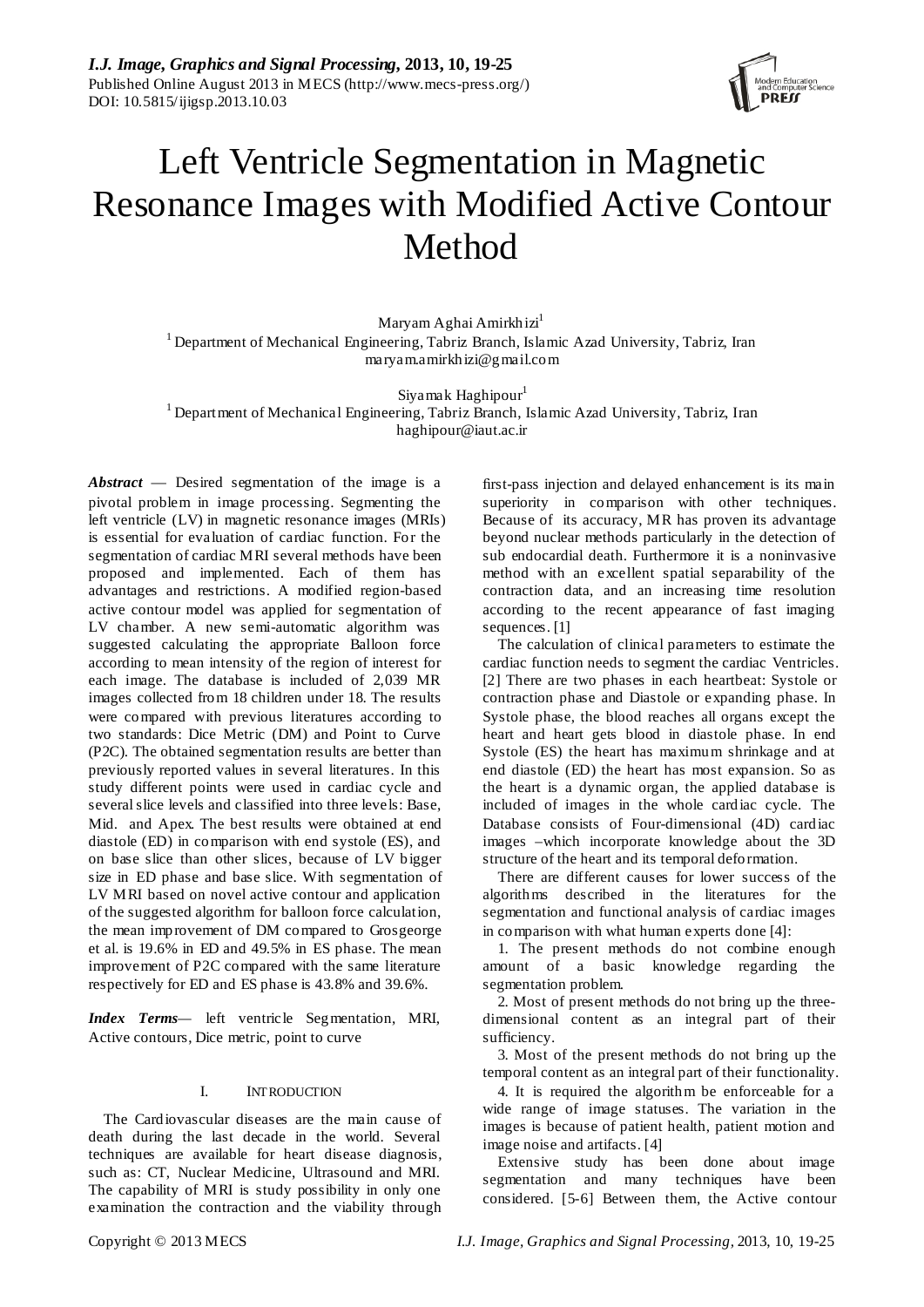# Left Ventricle Segmentation in Magnetic Resonance Images with Modified Active Contour Method

Maryam Aghai Amirkhizi[1]
[1] Department of Mechanical Engineering, Tabriz Branch, Islamic Azad University, Tabriz, Iran
maryam.amirkhizi@gmail.com

Siyamak Haghipour[1]
[1] Department of Mechanical Engineering, Tabriz Branch, Islamic Azad University, Tabriz, Iran
haghipour@iaut.ac.ir

***Abstract*** — Desired segmentation of the image is a pivotal problem in image processing. Segmenting the left ventricle (LV) in magnetic resonance images (MRIs) is essential for evaluation of cardiac function. For the segmentation of cardiac MRI several methods have been proposed and implemented. Each of them has advantages and restrictions. A modified region-based active contour model was applied for segmentation of LV chamber. A new semi-automatic algorithm was suggested calculating the appropriate Balloon force according to mean intensity of the region of interest for each image. The database is included of 2,039 MR images collected from 18 children under 18. The results were compared with previous literatures according to two standards: Dice Metric (DM) and Point to Curve (P2C). The obtained segmentation results are better than previously reported values in several literatures. In this study different points were used in cardiac cycle and several slice levels and classified into three levels: Base, Mid. and Apex. The best results were obtained at end diastole (ED) in comparison with end systole (ES), and on base slice than other slices, because of LV bigger size in ED phase and base slice. With segmentation of LV MRI based on novel active contour and application of the suggested algorithm for balloon force calculation, the mean improvement of DM compared to Grosgeorge et al. is 19.6% in ED and 49.5% in ES phase. The mean improvement of P2C compared with the same literature respectively for ED and ES phase is 43.8% and 39.6%.

***Index Terms***— left ventricle Segmentation, MRI, Active contours, Dice metric, point to curve

## I. INTRODUCTION

The Cardiovascular diseases are the main cause of death during the last decade in the world. Several techniques are available for heart disease diagnosis, such as: CT, Nuclear Medicine, Ultrasound and MRI. The capability of MRI is study possibility in only one examination the contraction and the viability through first-pass injection and delayed enhancement is its main superiority in comparison with other techniques. Because of its accuracy, MR has proven its advantage beyond nuclear methods particularly in the detection of sub endocardial death. Furthermore it is a noninvasive method with an excellent spatial separability of the contraction data, and an increasing time resolution according to the recent appearance of fast imaging sequences. [1]

The calculation of clinical parameters to estimate the cardiac function needs to segment the cardiac Ventricles. [2] There are two phases in each heartbeat: Systole or contraction phase and Diastole or expanding phase. In Systole phase, the blood reaches all organs except the heart and heart gets blood in diastole phase. In end Systole (ES) the heart has maximum shrinkage and at end diastole (ED) the heart has most expansion. So as the heart is a dynamic organ, the applied database is included of images in the whole cardiac cycle. The Database consists of Four-dimensional (4D) cardiac images –which incorporate knowledge about the 3D structure of the heart and its temporal deformation.

There are different causes for lower success of the algorithms described in the literatures for the segmentation and functional analysis of cardiac images in comparison with what human experts done [4]:

1. The present methods do not combine enough amount of a basic knowledge regarding the segmentation problem.

2. Most of present methods do not bring up the three-dimensional content as an integral part of their sufficiency.

3. Most of the present methods do not bring up the temporal content as an integral part of their functionality.

4. It is required the algorithm be enforceable for a wide range of image statuses. The variation in the images is because of patient health, patient motion and image noise and artifacts. [4]

Extensive study has been done about image segmentation and many techniques have been considered. [5-6] Between them, the Active contour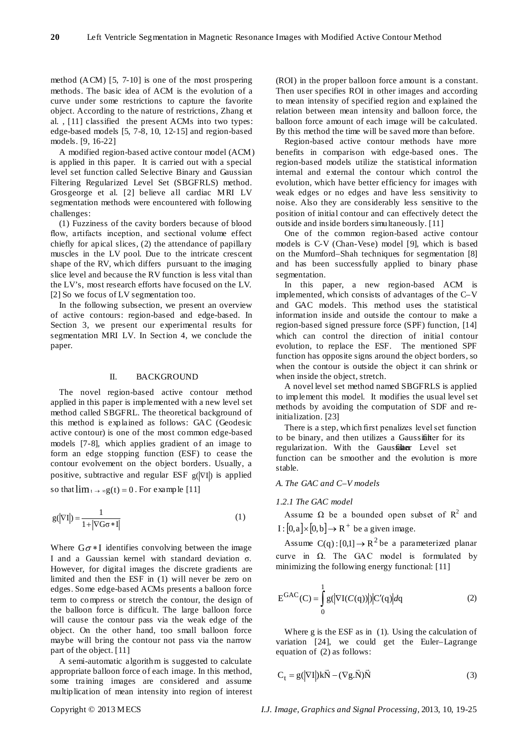method (ACM) [5, 7-10] is one of the most prospering methods. The basic idea of ACM is the evolution of a curve under some restrictions to capture the favorite object. According to the nature of restrictions, Zhang et al. , [11] classified the present ACMs into two types: edge-based models [5, 7-8, 10, 12-15] and region-based models. [9, 16-22]

A modified region-based active contour model (ACM) is applied in this paper. It is carried out with a special level set function called Selective Binary and Gaussian Filtering Regularized Level Set (SBGFRLS) method. Grosgeorge et al. [2] believe all cardiac MRI LV segmentation methods were encountered with following challenges:

(1) Fuzziness of the cavity borders because of blood flow, artifacts inception, and sectional volume effect chiefly for apical slices, (2) the attendance of papillary muscles in the LV pool. Due to the intricate crescent shape of the RV, which differs pursuant to the imaging slice level and because the RV function is less vital than the LV's, most research efforts have focused on the LV. [2] So we focus of LV segmentation too.

In the following subsection, we present an overview of active contours: region-based and edge-based. In Section 3, we present our experimental results for segmentation MRI LV. In Section 4, we conclude the paper.

## II. BACKGROUND

The novel region-based active contour method applied in this paper is implemented with a new level set method called SBGFRL. The theoretical background of this method is explained as follows: GAC (Geodesic active contour) is one of the most common edge-based models [7-8], which applies gradient of an image to form an edge stopping function (ESF) to cease the contour evolvement on the object borders. Usually, a positive, subtractive and regular ESF $g(|\nabla I|)$ is applied so that $\lim_{t \to \infty} g(t) = 0$. For example [11]

$$g(|\nabla I|) = \frac{1}{1 + |\nabla G\sigma * I|} \tag{1}$$

Where $G\sigma * I$ identifies convolving between the image I and a Gaussian kernel with standard deviation σ. However, for digital images the discrete gradients are limited and then the ESF in (1) will never be zero on edges. Some edge-based ACMs presents a balloon force term to compress or stretch the contour, the design of the balloon force is difficult. The large balloon force will cause the contour pass via the weak edge of the object. On the other hand, too small balloon force maybe will bring the contour not pass via the narrow part of the object. [11]

A semi-automatic algorithm is suggested to calculate appropriate balloon force of each image. In this method, some training images are considered and assume multiplication of mean intensity into region of interest (ROI) in the proper balloon force amount is a constant. Then user specifies ROI in other images and according to mean intensity of specified region and explained the relation between mean intensity and balloon force, the balloon force amount of each image will be calculated. By this method the time will be saved more than before.

Region-based active contour methods have more benefits in comparison with edge-based ones. The region-based models utilize the statistical information internal and external the contour which control the evolution, which have better efficiency for images with weak edges or no edges and have less sensitivity to noise. Also they are considerably less sensitive to the position of initial contour and can effectively detect the outside and inside borders simultaneously. [11]

One of the common region-based active contour models is C-V (Chan-Vese) model [9], which is based on the Mumford–Shah techniques for segmentation [8] and has been successfully applied to binary phase segmentation.

In this paper, a new region-based ACM is implemented, which consists of advantages of the C–V and GAC models. This method uses the statistical information inside and outside the contour to make a region-based signed pressure force (SPF) function, [14] which can control the direction of initial contour evolution, to replace the ESF. The mentioned SPF function has opposite signs around the object borders, so when the contour is outside the object it can shrink or when inside the object, stretch.

A novel level set method named SBGFRLS is applied to implement this model. It modifies the usual level set methods by avoiding the computation of SDF and re-initialization. [23]

There is a step, which first penalizes level set function to be binary, and then utilizes a Gaussian filter for its regularization. With the Gaussian filter Level set function can be smoother and the evolution is more stable.

### *A. The GAC and C–V models*

#### *1.2.1 The GAC model*

Assume Ω be a bounded open subset of $R^2$ and $I : [0,a] \times [0,b] \to R^+$ be a given image.

Assume $C(q) : [0,1] \to R^2$ be a parameterized planar curve in Ω. The GAC model is formulated by minimizing the following energy functional: [11]

$$E^{GAC}(C) = \int_0^1 g(|\nabla I(C(q))|)|C'(q)|dq \tag{2}$$

Where g is the ESF as in (1). Using the calculation of variation [24], we could get the Euler–Lagrange equation of (2) as follows:

$$C_t = g(|\nabla I|)k\vec{N} - (\nabla g.\vec{N})\vec{N} \tag{3}$$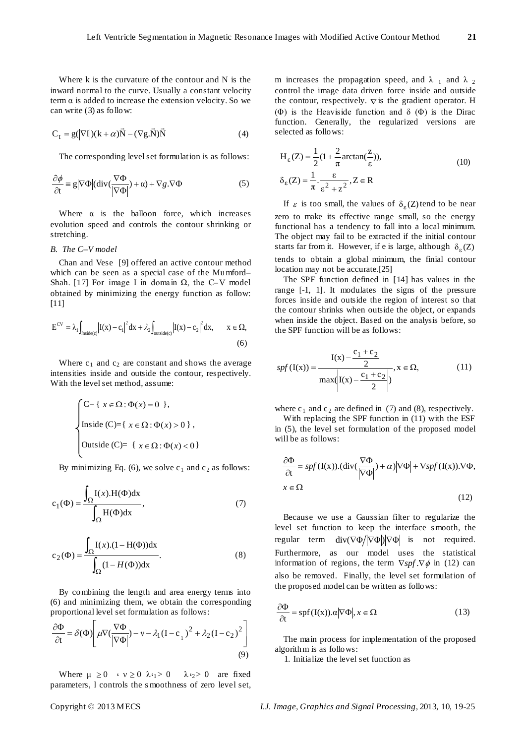Where k is the curvature of the contour and N is the inward normal to the curve. Usually a constant velocity term α is added to increase the extension velocity. So we can write (3) as follow:

$$C_t = g(|\nabla I|)(k+\alpha)\vec{N} - (\nabla g.\vec{N})\vec{N} \tag{4}$$

The corresponding level set formulation is as follows:

$$\frac{\partial \phi}{\partial t} \equiv g|\nabla\Phi|(\operatorname{div}(\frac{\nabla\Phi}{|\nabla\Phi|})+\alpha)+\nabla g.\nabla\Phi \tag{5}$$

Where α is the balloon force, which increases evolution speed and controls the contour shrinking or stretching.

### *B. The C–V model*

Chan and Vese [9] offered an active contour method which can be seen as a special case of the Mumford–Shah. [17] For image I in domain Ω, the C–V model obtained by minimizing the energy function as follow: [11]

$$E^{CV} = \lambda_1\int_{inside(c)}|I(x)-c_1|^2 dx + \lambda_2\int_{outside(c)}|I(x)-c_2|^2 dx, \quad x\in\Omega, \tag{6}$$

Where $c_1$ and $c_2$ are constant and shows the average intensities inside and outside the contour, respectively. With the level set method, assume:

$$\begin{cases} C = \{\ x\in\Omega : \Phi(x)=0\ \}, \\ \text{Inside } (C) = \{\ x\in\Omega : \Phi(x)>0\ \}, \\ \text{Outside } (C) = \{\ x\in\Omega : \Phi(x)<0 \} \end{cases}$$

By minimizing Eq. (6), we solve $c_1$ and $c_2$ as follows:

$$c_1(\Phi) = \frac{\int_\Omega I(x).H(\Phi)dx}{\int_\Omega H(\Phi)dx}, \tag{7}$$

$$c_2(\Phi) = \frac{\int_\Omega I(x).(1-H(\Phi))dx}{\int_\Omega (1-H(\Phi))dx}. \tag{8}$$

By combining the length and area energy terms into (6) and minimizing them, we obtain the corresponding proportional level set formulation as follows:

$$\frac{\partial\Phi}{\partial t} = \delta(\Phi)\left[\mu\nabla(\frac{\nabla\Phi}{|\nabla\Phi|}) - v - \lambda_1(I-c_1)^2 + \lambda_2(I-c_2)^2\right] \tag{9}$$

Where $\mu \geq 0$ , $v \geq 0$ $\lambda_1 > 0$ $\lambda_2 > 0$ are fixed parameters, l controls the smoothness of zero level set, m increases the propagation speed, and $\lambda_1$ and $\lambda_2$ control the image data driven force inside and outside the contour, respectively. $\nabla$ is the gradient operator. H (Φ) is the Heaviside function and δ (Φ) is the Dirac function. Generally, the regularized versions are selected as follows:

$$\begin{aligned} H_\varepsilon(Z) &= \frac{1}{2}(1+\frac{2}{\pi}\arctan(\frac{z}{\varepsilon})), \\ \delta_\varepsilon(Z) &= \frac{1}{\pi}.\frac{\varepsilon}{\varepsilon^2+z^2}, Z\in R \end{aligned} \tag{10}$$

If $\varepsilon$ is too small, the values of $\delta_\varepsilon(Z)$ tend to be near zero to make its effective range small, so the energy functional has a tendency to fall into a local minimum. The object may fail to be extracted if the initial contour starts far from it. However, if e is large, although $\delta_\varepsilon(Z)$ tends to obtain a global minimum, the finial contour location may not be accurate.[25]

The SPF function defined in [14] has values in the range [-1, 1]. It modulates the signs of the pressure forces inside and outside the region of interest so that the contour shrinks when outside the object, or expands when inside the object. Based on the analysis before, so the SPF function will be as follows:

$$spf(I(x)) = \frac{I(x)-\frac{c_1+c_2}{2}}{\max(\left|I(x)-\frac{c_1+c_2}{2}\right|)}, x\in\Omega, \tag{11}$$

where $c_1$ and $c_2$ are defined in (7) and (8), respectively.

With replacing the SPF function in (11) with the ESF in (5), the level set formulation of the proposed model will be as follows:

$$\frac{\partial\Phi}{\partial t} = spf(I(x)).(\operatorname{div}(\frac{\nabla\Phi}{|\nabla\Phi|})+\alpha)|\nabla\Phi| + \nabla spf(I(x)).\nabla\Phi, \quad x\in\Omega \tag{12}$$

Because we use a Gaussian filter to regularize the level set function to keep the interface smooth, the regular term $\operatorname{div}(\nabla\Phi/|\nabla\Phi|)|\nabla\Phi|$ is not required. Furthermore, as our model uses the statistical information of regions, the term $\nabla spf.\nabla\phi$ in (12) can also be removed. Finally, the level set formulation of the proposed model can be written as follows:

$$\frac{\partial\Phi}{\partial t} = spf(I(x)).\alpha|\nabla\Phi|, x\in\Omega \tag{13}$$

The main process for implementation of the proposed algorithm is as follows:

1. Initialize the level set function as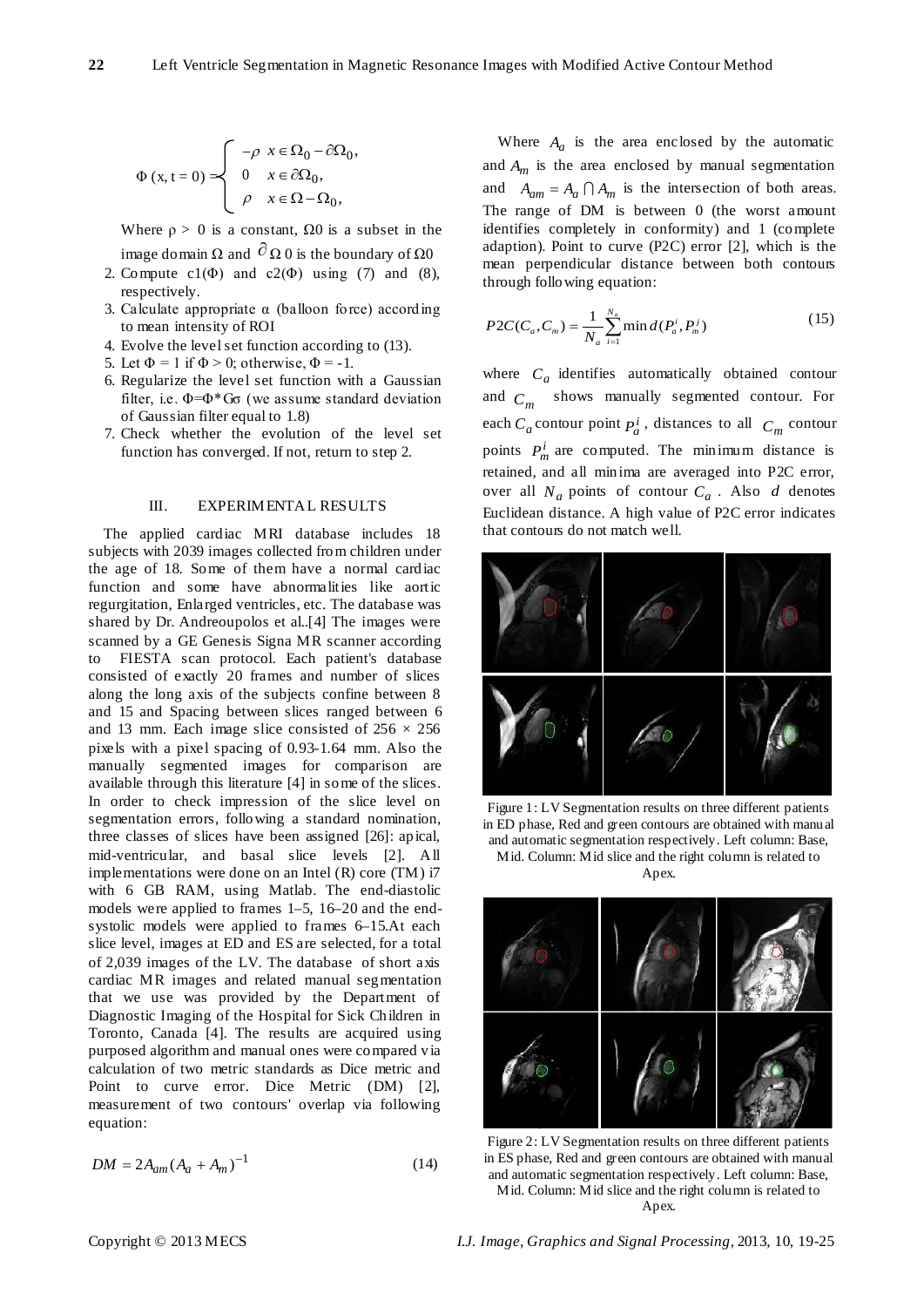$$\Phi(x, t=0) = \begin{cases} -\rho & x \in \Omega_0 - \partial\Omega_0, \\ 0 & x \in \partial\Omega_0, \\ \rho & x \in \Omega - \Omega_0, \end{cases}$$

Where $\rho > 0$ is a constant, $\Omega 0$ is a subset in the image domain $\Omega$ and $\partial \Omega 0$ is the boundary of $\Omega 0$

2. Compute c1($\Phi$) and c2($\Phi$) using (7) and (8), respectively.
3. Calculate appropriate $\alpha$ (balloon force) according to mean intensity of ROI
4. Evolve the level set function according to (13).
5. Let $\Phi = 1$ if $\Phi > 0$; otherwise, $\Phi = -1$.
6. Regularize the level set function with a Gaussian filter, i.e. $\Phi = \Phi * G\sigma$ (we assume standard deviation of Gaussian filter equal to 1.8)
7. Check whether the evolution of the level set function has converged. If not, return to step 2.

## III. EXPERIMENTAL RESULTS

The applied cardiac MRI database includes 18 subjects with 2039 images collected from children under the age of 18. Some of them have a normal cardiac function and some have abnormalities like aortic regurgitation, Enlarged ventricles, etc. The database was shared by Dr. Andreoupolos et al..[4] The images were scanned by a GE Genesis Signa MR scanner according to FIESTA scan protocol. Each patient's database consisted of exactly 20 frames and number of slices along the long axis of the subjects confine between 8 and 15 and Spacing between slices ranged between 6 and 13 mm. Each image slice consisted of 256 × 256 pixels with a pixel spacing of 0.93-1.64 mm. Also the manually segmented images for comparison are available through this literature [4] in some of the slices. In order to check impression of the slice level on segmentation errors, following a standard nomination, three classes of slices have been assigned [26]: apical, mid-ventricular, and basal slice levels [2]. All implementations were done on an Intel (R) core (TM) i7 with 6 GB RAM, using Matlab. The end-diastolic models were applied to frames 1–5, 16–20 and the end-systolic models were applied to frames 6–15.At each slice level, images at ED and ES are selected, for a total of 2,039 images of the LV. The database of short axis cardiac MR images and related manual segmentation that we use was provided by the Department of Diagnostic Imaging of the Hospital for Sick Children in Toronto, Canada [4]. The results are acquired using purposed algorithm and manual ones were compared via calculation of two metric standards as Dice metric and Point to curve error. Dice Metric (DM) [2], measurement of two contours' overlap via following equation:

$$DM = 2A_{am}(A_a + A_m)^{-1} \tag{14}$$

Where $A_a$ is the area enclosed by the automatic and $A_m$ is the area enclosed by manual segmentation and $A_{am} = A_a \cap A_m$ is the intersection of both areas. The range of DM is between 0 (the worst amount identifies completely in conformity) and 1 (complete adaption). Point to curve (P2C) error [2], which is the mean perpendicular distance between both contours through following equation:

$$P2C(C_a, C_m) = \frac{1}{N_a} \sum_{i=1}^{N_a} \min d(P_a^i, P_m^j) \tag{15}$$

where $C_a$ identifies automatically obtained contour and $C_m$ shows manually segmented contour. For each $C_a$ contour point $P_a^i$, distances to all $C_m$ contour points $P_m^i$ are computed. The minimum distance is retained, and all minima are averaged into P2C error, over all $N_a$ points of contour $C_a$. Also $d$ denotes Euclidean distance. A high value of P2C error indicates that contours do not match well.

Figure 1: LV Segmentation results on three different patients in ED phase, Red and green contours are obtained with manual and automatic segmentation respectively. Left column: Base, Mid. Column: Mid slice and the right column is related to Apex.

Figure 2: LV Segmentation results on three different patients in ES phase, Red and green contours are obtained with manual and automatic segmentation respectively. Left column: Base, Mid. Column: Mid slice and the right column is related to Apex.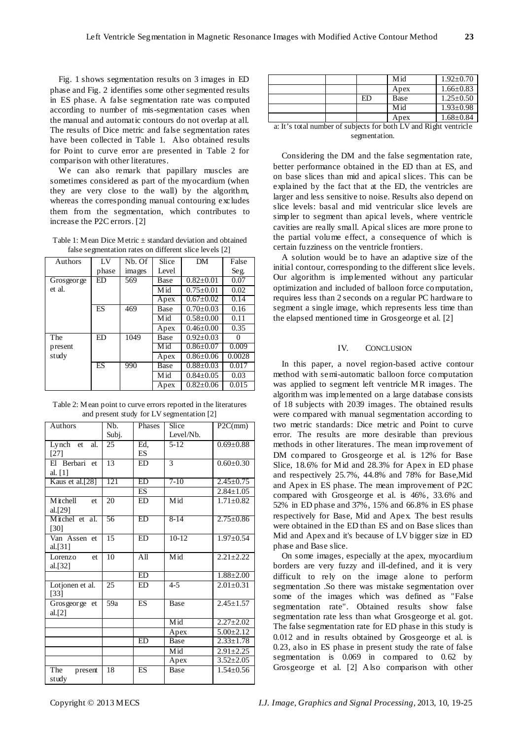Fig. 1 shows segmentation results on 3 images in ED phase and Fig. 2 identifies some other segmented results in ES phase. A false segmentation rate was computed according to number of mis-segmentation cases when the manual and automatic contours do not overlap at all. The results of Dice metric and false segmentation rates have been collected in Table 1. Also obtained results for Point to curve error are presented in Table 2 for comparison with other literatures.

We can also remark that papillary muscles are sometimes considered as part of the myocardium (when they are very close to the wall) by the algorithm, whereas the corresponding manual contouring excludes them from the segmentation, which contributes to increase the P2C errors. [2]

Table 1: Mean Dice Metric ± standard deviation and obtained false segmentation rates on different slice levels [2]

| Authors | LV phase | Nb. Of images | Slice Level | DM | False Seg. |
|---|---|---|---|---|---|
| Grosgeorge et al. | ED | 569 | Base | 0.82±0.01 | 0.07 |
| | | | Mid | 0.75±0.01 | 0.02 |
| | | | Apex | 0.67±0.02 | 0.14 |
| | ES | 469 | Base | 0.70±0.03 | 0.16 |
| | | | Mid | 0.58±0.00 | 0.11 |
| | | | Apex | 0.46±0.00 | 0.35 |
| The present study | ED | 1049 | Base | 0.92±0.03 | 0 |
| | | | Mid | 0.86±0.07 | 0.009 |
| | | | Apex | 0.86±0.06 | 0.0028 |
| | ES | 990 | Base | 0.88±0.03 | 0.017 |
| | | | Mid | 0.84±0.05 | 0.03 |
| | | | Apex | 0.82±0.06 | 0.015 |

Table 2: Mean point to curve errors reported in the literatures and present study for LV segmentation [2]

| Authors | Nb. Subj. | Phases | Slice Level/Nb. | P2C(mm) |
|---|---|---|---|---|
| Lynch et al. [27] | 25 | Ed, ES | 5-12 | 0.69±0.88 |
| El Berbari et al. [1] | 13 | ED | 3 | 0.60±0.30 |
| Kaus et al.[28] | 121 | ED | 7-10 | 2.45±0.75 |
| | | ES | | 2.84±1.05 |
| Mitchell et al.[29] | 20 | ED | Mid | 1.71±0.82 |
| Mitchel et al. [30] | 56 | ED | 8-14 | 2.75±0.86 |
| Van Assen et al.[31] | 15 | ED | 10-12 | 1.97±0.54 |
| Lorenzo et al.[32] | 10 | All | Mid | 2.21±2.22 |
| | | ED | | 1.88±2.00 |
| Lotjonen et al. [33] | 25 | ED | 4-5 | 2.01±0.31 |
| Grosgeorge et al.[2] | 59a | ES | Base | 2.45±1.57 |
| | | | Mid | 2.27±2.02 |
| | | | Apex | 5.00±2.12 |
| | | ED | Base | 2.33±1.78 |
| | | | Mid | 2.91±2.25 |
| | | | Apex | 3.52±2.05 |
| The present study | 18 | ES | Base | 1.54±0.56 |
| | | | Mid | 1.92±0.70 |
| | | | Apex | 1.66±0.83 |
| | | ED | Base | 1.25±0.50 |
| | | | Mid | 1.93±0.98 |
| | | | Apex | 1.68±0.84 |

a: It's total number of subjects for both LV and Right ventricle segmentation.

Considering the DM and the false segmentation rate, better performance obtained in the ED than at ES, and on base slices than mid and apical slices. This can be explained by the fact that at the ED, the ventricles are larger and less sensitive to noise. Results also depend on slice levels: basal and mid ventricular slice levels are simpler to segment than apical levels, where ventricle cavities are really small. Apical slices are more prone to the partial volume effect, a consequence of which is certain fuzziness on the ventricle frontiers.

A solution would be to have an adaptive size of the initial contour, corresponding to the different slice levels. Our algorithm is implemented without any particular optimization and included of balloon force computation, requires less than 2 seconds on a regular PC hardware to segment a single image, which represents less time than the elapsed mentioned time in Grosgeorge et al. [2]

## IV. Conclusion

In this paper, a novel region-based active contour method with semi-automatic balloon force computation was applied to segment left ventricle MR images. The algorithm was implemented on a large database consists of 18 subjects with 2039 images. The obtained results were compared with manual segmentation according to two metric standards: Dice metric and Point to curve error. The results are more desirable than previous methods in other literatures. The mean improvement of DM compared to Grosgeorge et al. is 12% for Base Slice, 18.6% for Mid and 28.3% for Apex in ED phase and respectively 25.7%, 44.8% and 78% for Base,Mid and Apex in ES phase. The mean improvement of P2C compared with Grosgeorge et al. is 46%, 33.6% and 52% in ED phase and 37%, 15% and 66.8% in ES phase respectively for Base, Mid and Apex. The best results were obtained in the ED than ES and on Base slices than Mid and Apex and it's because of LV bigger size in ED phase and Base slice.

On some images, especially at the apex, myocardium borders are very fuzzy and ill-defined, and it is very difficult to rely on the image alone to perform segmentation .So there was mistake segmentation over some of the images which was defined as "False segmentation rate". Obtained results show false segmentation rate less than what Grosgeorge et al. got. The false segmentation rate for ED phase in this study is 0.012 and in results obtained by Grosgeorge et al. is 0.23, also in ES phase in present study the rate of false segmentation is 0.069 in compared to 0.62 by Grosgeorge et al. [2] Also comparison with other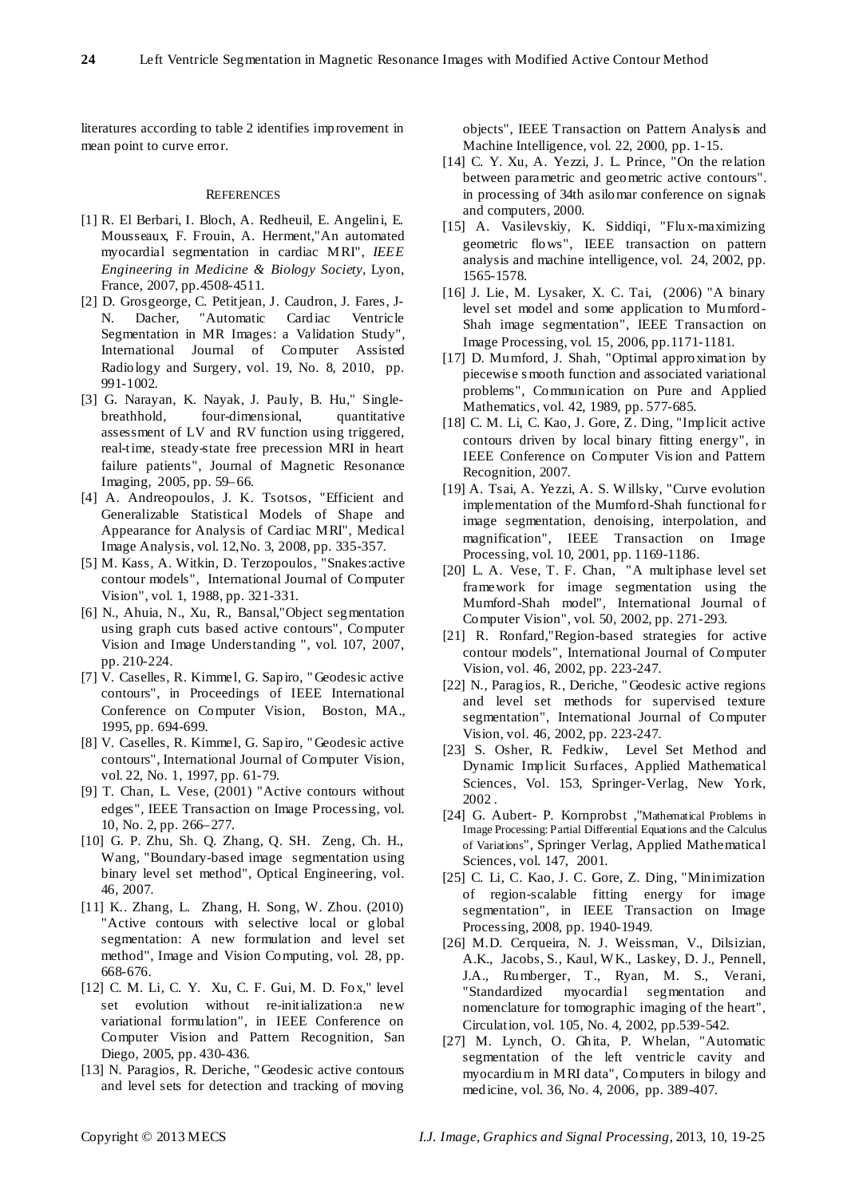literatures according to table 2 identifies improvement in mean point to curve error.

## REFERENCES

[1] R. El Berbari, I. Bloch, A. Redheuil, E. Angelini, E. Mousseaux, F. Frouin, A. Herment,"An automated myocardial segmentation in cardiac MRI", *IEEE Engineering in Medicine & Biology Society*, Lyon, France, 2007, pp.4508-4511.

[2] D. Grosgeorge, C. Petitjean, J. Caudron, J. Fares, J-N. Dacher, "Automatic Cardiac Ventricle Segmentation in MR Images: a Validation Study", International Journal of Computer Assisted Radiology and Surgery, vol. 19, No. 8, 2010, pp. 991-1002.

[3] G. Narayan, K. Nayak, J. Pauly, B. Hu," Single-breathhold, four-dimensional, quantitative assessment of LV and RV function using triggered, real-time, steady-state free precession MRI in heart failure patients", Journal of Magnetic Resonance Imaging, 2005, pp. 59–66.

[4] A. Andreopoulos, J. K. Tsotsos, "Efficient and Generalizable Statistical Models of Shape and Appearance for Analysis of Cardiac MRI", Medical Image Analysis, vol. 12,No. 3, 2008, pp. 335-357.

[5] M. Kass, A. Witkin, D. Terzopoulos, "Snakes:active contour models", International Journal of Computer Vision", vol. 1, 1988, pp. 321-331.

[6] N., Ahuia, N., Xu, R., Bansal,"Object segmentation using graph cuts based active contours", Computer Vision and Image Understanding ", vol. 107, 2007, pp. 210-224.

[7] V. Caselles, R. Kimmel, G. Sapiro, "Geodesic active contours", in Proceedings of IEEE International Conference on Computer Vision, Boston, MA., 1995, pp. 694-699.

[8] V. Caselles, R. Kimmel, G. Sapiro, "Geodesic active contours", International Journal of Computer Vision, vol. 22, No. 1, 1997, pp. 61-79.

[9] T. Chan, L. Vese, (2001) "Active contours without edges", IEEE Transaction on Image Processing, vol. 10, No. 2, pp. 266–277.

[10] G. P. Zhu, Sh. Q. Zhang, Q. SH. Zeng, Ch. H., Wang, "Boundary-based image segmentation using binary level set method", Optical Engineering, vol. 46, 2007.

[11] K.. Zhang, L. Zhang, H. Song, W. Zhou. (2010) "Active contours with selective local or global segmentation: A new formulation and level set method", Image and Vision Computing, vol. 28, pp. 668-676.

[12] C. M. Li, C. Y. Xu, C. F. Gui, M. D. Fox," level set evolution without re-initialization:a new variational formulation", in IEEE Conference on Computer Vision and Pattern Recognition, San Diego, 2005, pp. 430-436.

[13] N. Paragios, R. Deriche, "Geodesic active contours and level sets for detection and tracking of moving objects", IEEE Transaction on Pattern Analysis and Machine Intelligence, vol. 22, 2000, pp. 1-15.

[14] C. Y. Xu, A. Yezzi, J. L. Prince, "On the relation between parametric and geometric active contours". in processing of 34th asilomar conference on signals and computers, 2000.

[15] A. Vasilevskiy, K. Siddiqi, "Flux-maximizing geometric flows", IEEE transaction on pattern analysis and machine intelligence, vol. 24, 2002, pp. 1565-1578.

[16] J. Lie, M. Lysaker, X. C. Tai, (2006) "A binary level set model and some application to Mumford-Shah image segmentation", IEEE Transaction on Image Processing, vol. 15, 2006, pp.1171-1181.

[17] D. Mumford, J. Shah, "Optimal approximation by piecewise smooth function and associated variational problems", Communication on Pure and Applied Mathematics, vol. 42, 1989, pp. 577-685.

[18] C. M. Li, C. Kao, J. Gore, Z. Ding, "Implicit active contours driven by local binary fitting energy", in IEEE Conference on Computer Vision and Pattern Recognition, 2007.

[19] A. Tsai, A. Yezzi, A. S. Willsky, "Curve evolution implementation of the Mumford-Shah functional for image segmentation, denoising, interpolation, and magnification", IEEE Transaction on Image Processing, vol. 10, 2001, pp. 1169-1186.

[20] L. A. Vese, T. F. Chan, "A multiphase level set framework for image segmentation using the Mumford-Shah model", International Journal of Computer Vision", vol. 50, 2002, pp. 271-293.

[21] R. Ronfard,"Region-based strategies for active contour models", International Journal of Computer Vision, vol. 46, 2002, pp. 223-247.

[22] N., Paragios, R., Deriche, "Geodesic active regions and level set methods for supervised texture segmentation", International Journal of Computer Vision, vol. 46, 2002, pp. 223-247.

[23] S. Osher, R. Fedkiw, Level Set Method and Dynamic Implicit Surfaces, Applied Mathematical Sciences, Vol. 153, Springer-Verlag, New York, 2002 .

[24] G. Aubert- P. Kornprobst ,"Mathematical Problems in Image Processing: Partial Differential Equations and the Calculus of Variations", Springer Verlag, Applied Mathematical Sciences, vol. 147, 2001.

[25] C. Li, C. Kao, J. C. Gore, Z. Ding, "Minimization of region-scalable fitting energy for image segmentation", in IEEE Transaction on Image Processing, 2008, pp. 1940-1949.

[26] M.D. Cerqueira, N. J. Weissman, V., Dilsizian, A.K., Jacobs, S., Kaul, WK., Laskey, D. J., Pennell, J.A., Rumberger, T., Ryan, M. S., Verani, "Standardized myocardial segmentation and nomenclature for tomographic imaging of the heart", Circulation, vol. 105, No. 4, 2002, pp.539-542.

[27] M. Lynch, O. Ghita, P. Whelan, "Automatic segmentation of the left ventricle cavity and myocardium in MRI data", Computers in bilogy and medicine, vol. 36, No. 4, 2006, pp. 389-407.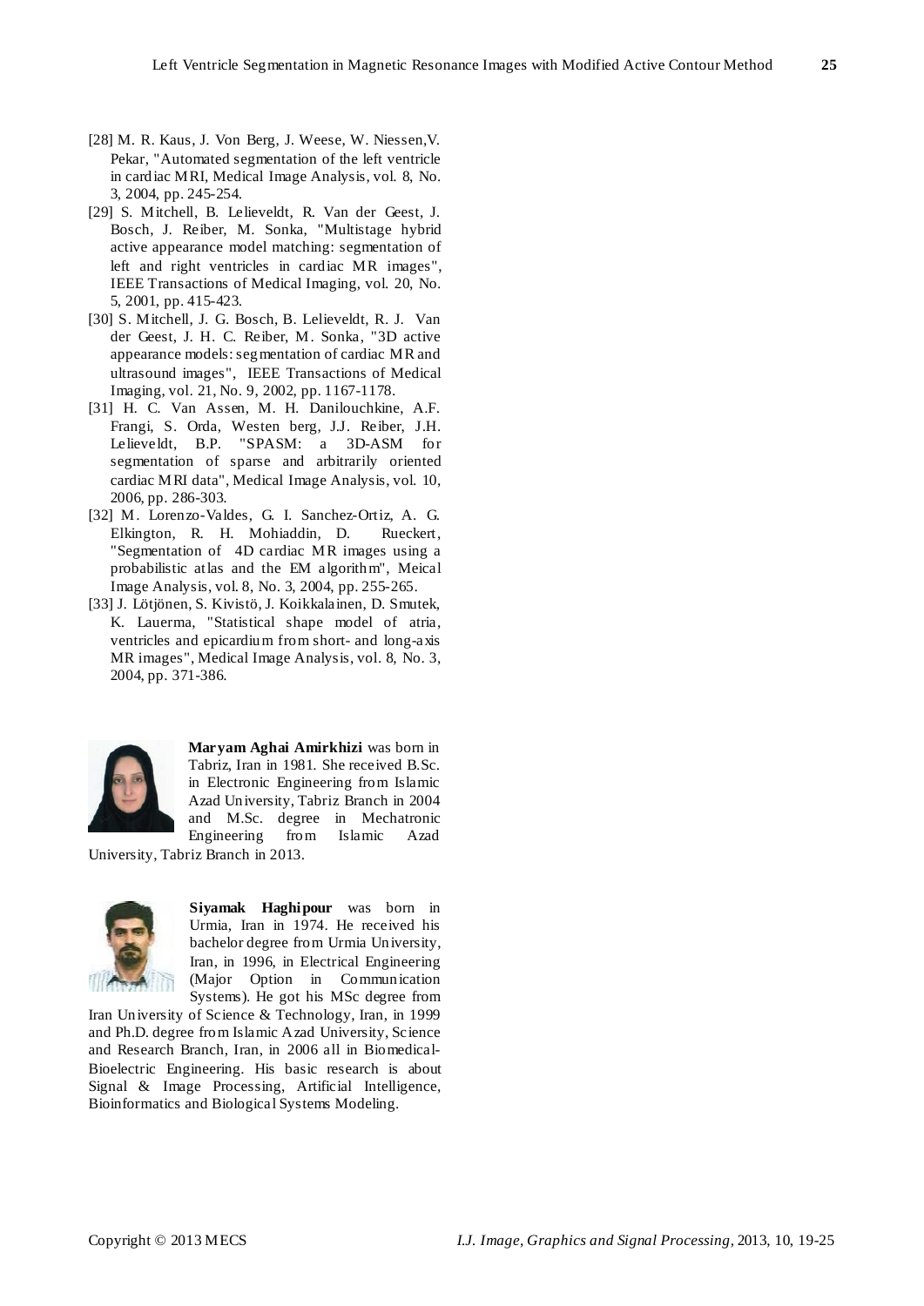[28] M. R. Kaus, J. Von Berg, J. Weese, W. Niessen,V. Pekar, "Automated segmentation of the left ventricle in cardiac MRI, Medical Image Analysis, vol. 8, No. 3, 2004, pp. 245-254.

[29] S. Mitchell, B. Lelieveldt, R. Van der Geest, J. Bosch, J. Reiber, M. Sonka, "Multistage hybrid active appearance model matching: segmentation of left and right ventricles in cardiac MR images", IEEE Transactions of Medical Imaging, vol. 20, No. 5, 2001, pp. 415-423.

[30] S. Mitchell, J. G. Bosch, B. Lelieveldt, R. J. Van der Geest, J. H. C. Reiber, M. Sonka, "3D active appearance models: segmentation of cardiac MR and ultrasound images", IEEE Transactions of Medical Imaging, vol. 21, No. 9, 2002, pp. 1167-1178.

[31] H. C. Van Assen, M. H. Danilouchkine, A.F. Frangi, S. Orda, Westen berg, J.J. Reiber, J.H. Lelieveldt, B.P. "SPASM: a 3D-ASM for segmentation of sparse and arbitrarily oriented cardiac MRI data", Medical Image Analysis, vol. 10, 2006, pp. 286-303.

[32] M. Lorenzo-Valdes, G. I. Sanchez-Ortiz, A. G. Elkington, R. H. Mohiaddin, D. Rueckert, "Segmentation of 4D cardiac MR images using a probabilistic atlas and the EM algorithm", Meical Image Analysis, vol. 8, No. 3, 2004, pp. 255-265.

[33] J. Lötjönen, S. Kivistö, J. Koikkalainen, D. Smutek, K. Lauerma, "Statistical shape model of atria, ventricles and epicardium from short- and long-axis MR images", Medical Image Analysis, vol. 8, No. 3, 2004, pp. 371-386.

**Maryam Aghai Amirkhizi** was born in Tabriz, Iran in 1981. She received B.Sc. in Electronic Engineering from Islamic Azad University, Tabriz Branch in 2004 and M.Sc. degree in Mechatronic Engineering from Islamic Azad University, Tabriz Branch in 2013.

**Siyamak Haghipour** was born in Urmia, Iran in 1974. He received his bachelor degree from Urmia University, Iran, in 1996, in Electrical Engineering (Major Option in Communication Systems). He got his MSc degree from Iran University of Science & Technology, Iran, in 1999 and Ph.D. degree from Islamic Azad University, Science and Research Branch, Iran, in 2006 all in Biomedical-Bioelectric Engineering. His basic research is about Signal & Image Processing, Artificial Intelligence, Bioinformatics and Biological Systems Modeling.